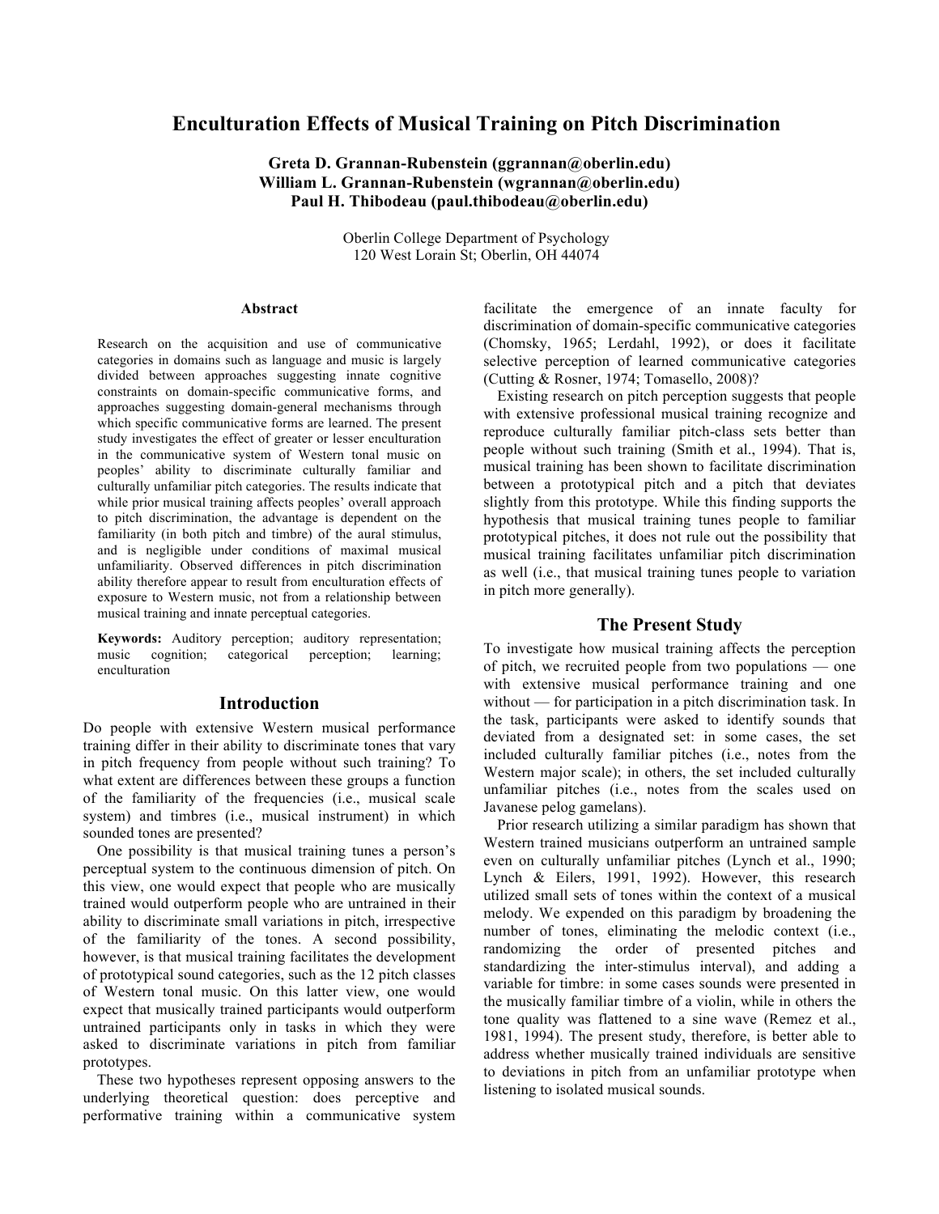# Enculturation Effects of Musical Training on Pitch Discrimination

**Greta D. Grannan-Rubenstein (ggrannan@oberlin.edu)**
**William L. Grannan-Rubenstein (wgrannan@oberlin.edu)**
**Paul H. Thibodeau (paul.thibodeau@oberlin.edu)**

Oberlin College Department of Psychology
120 West Lorain St; Oberlin, OH 44074

### Abstract

Research on the acquisition and use of communicative categories in domains such as language and music is largely divided between approaches suggesting innate cognitive constraints on domain-specific communicative forms, and approaches suggesting domain-general mechanisms through which specific communicative forms are learned. The present study investigates the effect of greater or lesser enculturation in the communicative system of Western tonal music on peoples' ability to discriminate culturally familiar and culturally unfamiliar pitch categories. The results indicate that while prior musical training affects peoples' overall approach to pitch discrimination, the advantage is dependent on the familiarity (in both pitch and timbre) of the aural stimulus, and is negligible under conditions of maximal musical unfamiliarity. Observed differences in pitch discrimination ability therefore appear to result from enculturation effects of exposure to Western music, not from a relationship between musical training and innate perceptual categories.

**Keywords:** Auditory perception; auditory representation; music cognition; categorical perception; learning; enculturation

## Introduction

Do people with extensive Western musical performance training differ in their ability to discriminate tones that vary in pitch frequency from people without such training? To what extent are differences between these groups a function of the familiarity of the frequencies (i.e., musical scale system) and timbres (i.e., musical instrument) in which sounded tones are presented?

One possibility is that musical training tunes a person's perceptual system to the continuous dimension of pitch. On this view, one would expect that people who are musically trained would outperform people who are untrained in their ability to discriminate small variations in pitch, irrespective of the familiarity of the tones. A second possibility, however, is that musical training facilitates the development of prototypical sound categories, such as the 12 pitch classes of Western tonal music. On this latter view, one would expect that musically trained participants would outperform untrained participants only in tasks in which they were asked to discriminate variations in pitch from familiar prototypes.

These two hypotheses represent opposing answers to the underlying theoretical question: does perceptive and performative training within a communicative system facilitate the emergence of an innate faculty for discrimination of domain-specific communicative categories (Chomsky, 1965; Lerdahl, 1992), or does it facilitate selective perception of learned communicative categories (Cutting & Rosner, 1974; Tomasello, 2008)?

Existing research on pitch perception suggests that people with extensive professional musical training recognize and reproduce culturally familiar pitch-class sets better than people without such training (Smith et al., 1994). That is, musical training has been shown to facilitate discrimination between a prototypical pitch and a pitch that deviates slightly from this prototype. While this finding supports the hypothesis that musical training tunes people to familiar prototypical pitches, it does not rule out the possibility that musical training facilitates unfamiliar pitch discrimination as well (i.e., that musical training tunes people to variation in pitch more generally).

## The Present Study

To investigate how musical training affects the perception of pitch, we recruited people from two populations — one with extensive musical performance training and one without — for participation in a pitch discrimination task. In the task, participants were asked to identify sounds that deviated from a designated set: in some cases, the set included culturally familiar pitches (i.e., notes from the Western major scale); in others, the set included culturally unfamiliar pitches (i.e., notes from the scales used on Javanese pelog gamelans).

Prior research utilizing a similar paradigm has shown that Western trained musicians outperform an untrained sample even on culturally unfamiliar pitches (Lynch et al., 1990; Lynch & Eilers, 1991, 1992). However, this research utilized small sets of tones within the context of a musical melody. We expended on this paradigm by broadening the number of tones, eliminating the melodic context (i.e., randomizing the order of presented pitches and standardizing the inter-stimulus interval), and adding a variable for timbre: in some cases sounds were presented in the musically familiar timbre of a violin, while in others the tone quality was flattened to a sine wave (Remez et al., 1981, 1994). The present study, therefore, is better able to address whether musically trained individuals are sensitive to deviations in pitch from an unfamiliar prototype when listening to isolated musical sounds.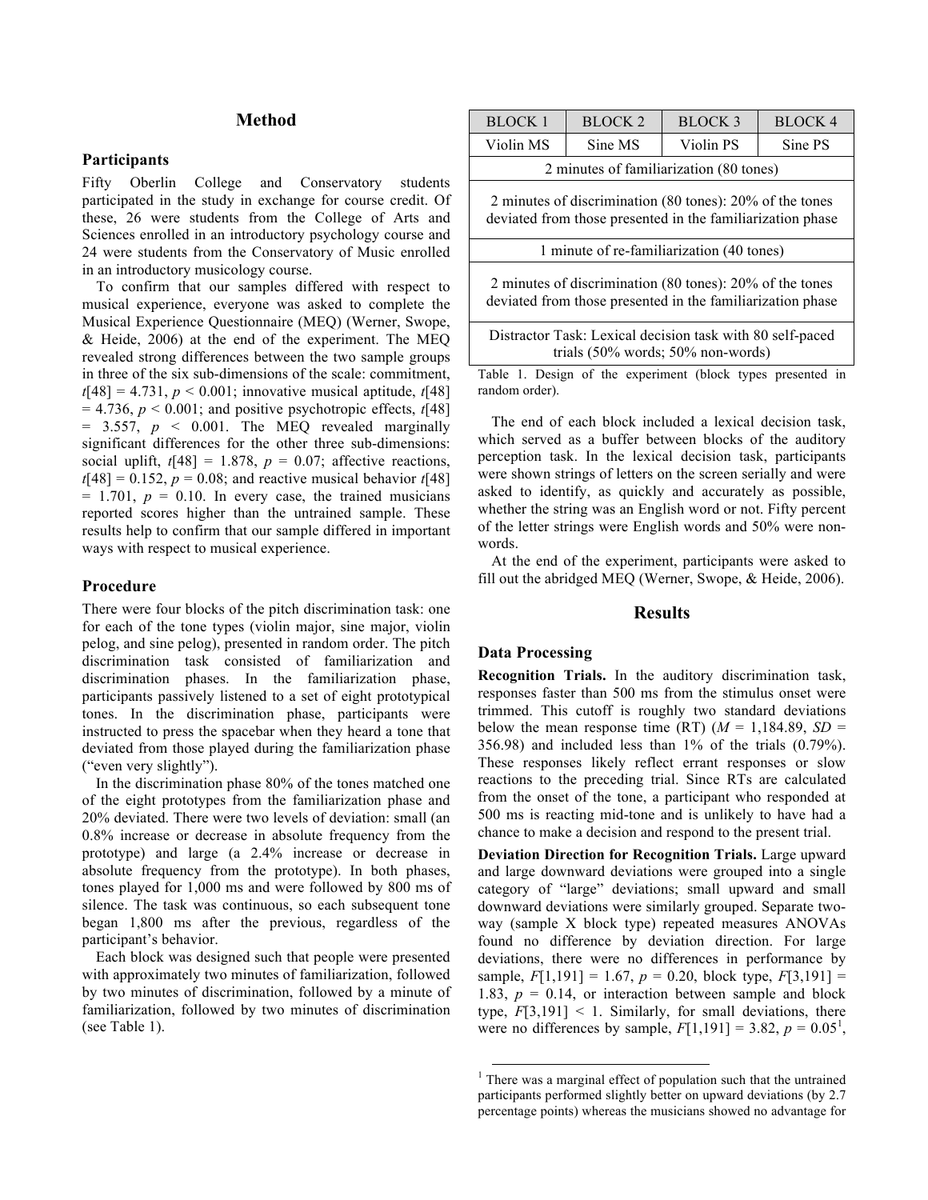## Method

### Participants

Fifty Oberlin College and Conservatory students participated in the study in exchange for course credit. Of these, 26 were students from the College of Arts and Sciences enrolled in an introductory psychology course and 24 were students from the Conservatory of Music enrolled in an introductory musicology course.

To confirm that our samples differed with respect to musical experience, everyone was asked to complete the Musical Experience Questionnaire (MEQ) (Werner, Swope, & Heide, 2006) at the end of the experiment. The MEQ revealed strong differences between the two sample groups in three of the six sub-dimensions of the scale: commitment, $t[48] = 4.731$, $p < 0.001$; innovative musical aptitude, $t[48] = 4.736$, $p < 0.001$; and positive psychotropic effects, $t[48] = 3.557$, $p < 0.001$. The MEQ revealed marginally significant differences for the other three sub-dimensions: social uplift, $t[48] = 1.878$, $p = 0.07$; affective reactions, $t[48] = 0.152$, $p = 0.08$; and reactive musical behavior $t[48] = 1.701$, $p = 0.10$. In every case, the trained musicians reported scores higher than the untrained sample. These results help to confirm that our sample differed in important ways with respect to musical experience.

### Procedure

There were four blocks of the pitch discrimination task: one for each of the tone types (violin major, sine major, violin pelog, and sine pelog), presented in random order. The pitch discrimination task consisted of familiarization and discrimination phases. In the familiarization phase, participants passively listened to a set of eight prototypical tones. In the discrimination phase, participants were instructed to press the spacebar when they heard a tone that deviated from those played during the familiarization phase ("even very slightly").

In the discrimination phase 80% of the tones matched one of the eight prototypes from the familiarization phase and 20% deviated. There were two levels of deviation: small (an 0.8% increase or decrease in absolute frequency from the prototype) and large (a 2.4% increase or decrease in absolute frequency from the prototype). In both phases, tones played for 1,000 ms and were followed by 800 ms of silence. The task was continuous, so each subsequent tone began 1,800 ms after the previous, regardless of the participant's behavior.

Each block was designed such that people were presented with approximately two minutes of familiarization, followed by two minutes of discrimination, followed by a minute of familiarization, followed by two minutes of discrimination (see Table 1).

| BLOCK 1 | BLOCK 2 | BLOCK 3 | BLOCK 4 |
|---|---|---|---|
| Violin MS | Sine MS | Violin PS | Sine PS |
| 2 minutes of familiarization (80 tones) | | | |
| 2 minutes of discrimination (80 tones): 20% of the tones deviated from those presented in the familiarization phase | | | |
| 1 minute of re-familiarization (40 tones) | | | |
| 2 minutes of discrimination (80 tones): 20% of the tones deviated from those presented in the familiarization phase | | | |
| Distractor Task: Lexical decision task with 80 self-paced trials (50% words; 50% non-words) | | | |

Table 1. Design of the experiment (block types presented in random order).

The end of each block included a lexical decision task, which served as a buffer between blocks of the auditory perception task. In the lexical decision task, participants were shown strings of letters on the screen serially and were asked to identify, as quickly and accurately as possible, whether the string was an English word or not. Fifty percent of the letter strings were English words and 50% were non-words.

At the end of the experiment, participants were asked to fill out the abridged MEQ (Werner, Swope, & Heide, 2006).

## Results

### Data Processing

**Recognition Trials.** In the auditory discrimination task, responses faster than 500 ms from the stimulus onset were trimmed. This cutoff is roughly two standard deviations below the mean response time (RT) ($M = 1{,}184.89$, $SD = 356.98$) and included less than 1% of the trials (0.79%). These responses likely reflect errant responses or slow reactions to the preceding trial. Since RTs are calculated from the onset of the tone, a participant who responded at 500 ms is reacting mid-tone and is unlikely to have had a chance to make a decision and respond to the present trial.

**Deviation Direction for Recognition Trials.** Large upward and large downward deviations were grouped into a single category of "large" deviations; small upward and small downward deviations were similarly grouped. Separate two-way (sample X block type) repeated measures ANOVAs found no difference by deviation direction. For large deviations, there were no differences in performance by sample, $F[1,191] = 1.67$, $p = 0.20$, block type, $F[3,191] = 1.83$, $p = 0.14$, or interaction between sample and block type, $F[3,191] < 1$. Similarly, for small deviations, there were no differences by sample, $F[1,191] = 3.82$, $p = 0.05$[1],

[1] There was a marginal effect of population such that the untrained participants performed slightly better on upward deviations (by 2.7 percentage points) whereas the musicians showed no advantage for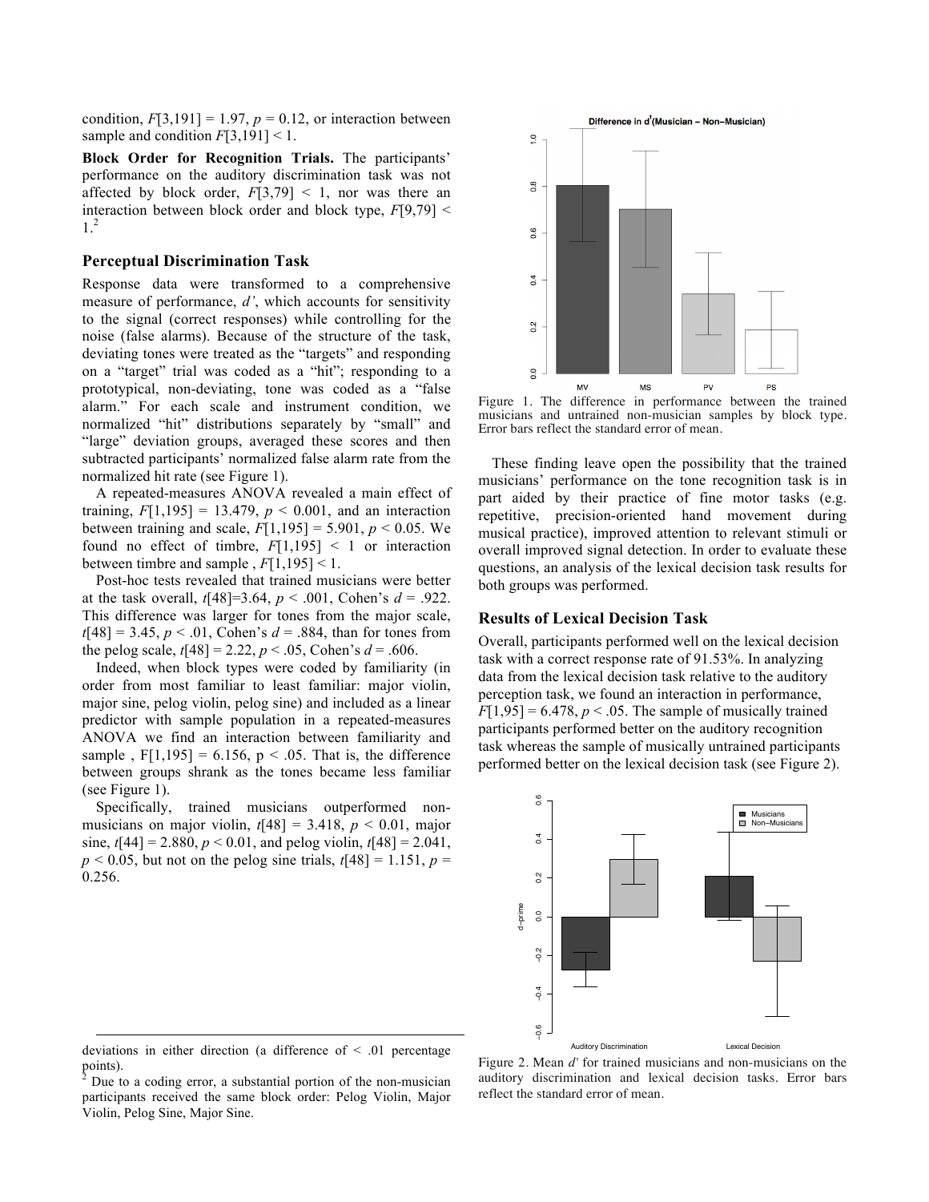condition, $F[3,191] = 1.97$, $p = 0.12$, or interaction between sample and condition $F[3,191] < 1$.

**Block Order for Recognition Trials.** The participants' performance on the auditory discrimination task was not affected by block order, $F[3,79] < 1$, nor was there an interaction between block order and block type, $F[9,79] < 1$.[2]

### Perceptual Discrimination Task

Response data were transformed to a comprehensive measure of performance, *d'*, which accounts for sensitivity to the signal (correct responses) while controlling for the noise (false alarms). Because of the structure of the task, deviating tones were treated as the "targets" and responding on a "target" trial was coded as a "hit"; responding to a prototypical, non-deviating, tone was coded as a "false alarm." For each scale and instrument condition, we normalized "hit" distributions separately by "small" and "large" deviation groups, averaged these scores and then subtracted participants' normalized false alarm rate from the normalized hit rate (see Figure 1).

A repeated-measures ANOVA revealed a main effect of training, $F[1,195] = 13.479$, $p < 0.001$, and an interaction between training and scale, $F[1,195] = 5.901$, $p < 0.05$. We found no effect of timbre, $F[1,195] < 1$ or interaction between timbre and sample, $F[1,195] < 1$.

Post-hoc tests revealed that trained musicians were better at the task overall, $t[48]=3.64$, $p < .001$, Cohen's $d = .922$. This difference was larger for tones from the major scale, $t[48] = 3.45$, $p < .01$, Cohen's $d = .884$, than for tones from the pelog scale, $t[48] = 2.22$, $p < .05$, Cohen's $d = .606$.

Indeed, when block types were coded by familiarity (in order from most familiar to least familiar: major violin, major sine, pelog violin, pelog sine) and included as a linear predictor with sample population in a repeated-measures ANOVA we find an interaction between familiarity and sample , $F[1,195] = 6.156$, $p < .05$. That is, the difference between groups shrank as the tones became less familiar (see Figure 1).

Specifically, trained musicians outperformed non-musicians on major violin, $t[48] = 3.418$, $p < 0.01$, major sine, $t[44] = 2.880$, $p < 0.01$, and pelog violin, $t[48] = 2.041$, $p < 0.05$, but not on the pelog sine trials, $t[48] = 1.151$, $p = 0.256$.

Figure 1. The difference in performance between the trained musicians and untrained non-musician samples by block type. Error bars reflect the standard error of mean.

These finding leave open the possibility that the trained musicians' performance on the tone recognition task is in part aided by their practice of fine motor tasks (e.g. repetitive, precision-oriented hand movement during musical practice), improved attention to relevant stimuli or overall improved signal detection. In order to evaluate these questions, an analysis of the lexical decision task results for both groups was performed.

### Results of Lexical Decision Task

Overall, participants performed well on the lexical decision task with a correct response rate of 91.53%. In analyzing data from the lexical decision task relative to the auditory perception task, we found an interaction in performance, $F[1,95] = 6.478$, $p < .05$. The sample of musically trained participants performed better on the auditory recognition task whereas the sample of musically untrained participants performed better on the lexical decision task (see Figure 2).

Figure 2. Mean *d'* for trained musicians and non-musicians on the auditory discrimination and lexical decision tasks. Error bars reflect the standard error of mean.

---

deviations in either direction (a difference of < .01 percentage points).

[2] Due to a coding error, a substantial portion of the non-musician participants received the same block order: Pelog Violin, Major Violin, Pelog Sine, Major Sine.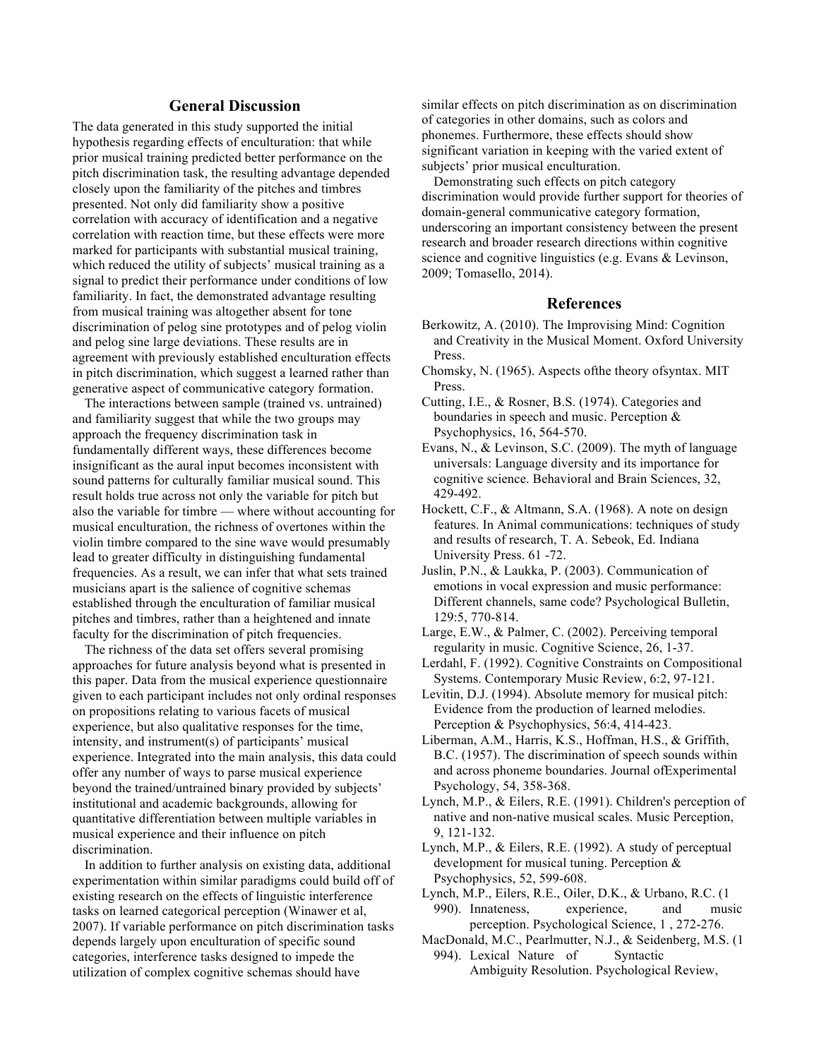## General Discussion

The data generated in this study supported the initial hypothesis regarding effects of enculturation: that while prior musical training predicted better performance on the pitch discrimination task, the resulting advantage depended closely upon the familiarity of the pitches and timbres presented. Not only did familiarity show a positive correlation with accuracy of identification and a negative correlation with reaction time, but these effects were more marked for participants with substantial musical training, which reduced the utility of subjects' musical training as a signal to predict their performance under conditions of low familiarity. In fact, the demonstrated advantage resulting from musical training was altogether absent for tone discrimination of pelog sine prototypes and of pelog violin and pelog sine large deviations. These results are in agreement with previously established enculturation effects in pitch discrimination, which suggest a learned rather than generative aspect of communicative category formation.

The interactions between sample (trained vs. untrained) and familiarity suggest that while the two groups may approach the frequency discrimination task in fundamentally different ways, these differences become insignificant as the aural input becomes inconsistent with sound patterns for culturally familiar musical sound. This result holds true across not only the variable for pitch but also the variable for timbre — where without accounting for musical enculturation, the richness of overtones within the violin timbre compared to the sine wave would presumably lead to greater difficulty in distinguishing fundamental frequencies. As a result, we can infer that what sets trained musicians apart is the salience of cognitive schemas established through the enculturation of familiar musical pitches and timbres, rather than a heightened and innate faculty for the discrimination of pitch frequencies.

The richness of the data set offers several promising approaches for future analysis beyond what is presented in this paper. Data from the musical experience questionnaire given to each participant includes not only ordinal responses on propositions relating to various facets of musical experience, but also qualitative responses for the time, intensity, and instrument(s) of participants' musical experience. Integrated into the main analysis, this data could offer any number of ways to parse musical experience beyond the trained/untrained binary provided by subjects' institutional and academic backgrounds, allowing for quantitative differentiation between multiple variables in musical experience and their influence on pitch discrimination.

In addition to further analysis on existing data, additional experimentation within similar paradigms could build off of existing research on the effects of linguistic interference tasks on learned categorical perception (Winawer et al, 2007). If variable performance on pitch discrimination tasks depends largely upon enculturation of specific sound categories, interference tasks designed to impede the utilization of complex cognitive schemas should have similar effects on pitch discrimination as on discrimination of categories in other domains, such as colors and phonemes. Furthermore, these effects should show significant variation in keeping with the varied extent of subjects' prior musical enculturation.

Demonstrating such effects on pitch category discrimination would provide further support for theories of domain-general communicative category formation, underscoring an important consistency between the present research and broader research directions within cognitive science and cognitive linguistics (e.g. Evans & Levinson, 2009; Tomasello, 2014).

## References

Berkowitz, A. (2010). The Improvising Mind: Cognition and Creativity in the Musical Moment. Oxford University Press.

Chomsky, N. (1965). Aspects ofthe theory ofsyntax. MIT Press.

Cutting, I.E., & Rosner, B.S. (1974). Categories and boundaries in speech and music. Perception & Psychophysics, 16, 564-570.

Evans, N., & Levinson, S.C. (2009). The myth of language universals: Language diversity and its importance for cognitive science. Behavioral and Brain Sciences, 32, 429-492.

Hockett, C.F., & Altmann, S.A. (1968). A note on design features. In Animal communications: techniques of study and results of research, T. A. Sebeok, Ed. Indiana University Press. 61 -72.

Juslin, P.N., & Laukka, P. (2003). Communication of emotions in vocal expression and music performance: Different channels, same code? Psychological Bulletin, 129:5, 770-814.

Large, E.W., & Palmer, C. (2002). Perceiving temporal regularity in music. Cognitive Science, 26, 1-37.

Lerdahl, F. (1992). Cognitive Constraints on Compositional Systems. Contemporary Music Review, 6:2, 97-121.

Levitin, D.J. (1994). Absolute memory for musical pitch: Evidence from the production of learned melodies. Perception & Psychophysics, 56:4, 414-423.

Liberman, A.M., Harris, K.S., Hoffman, H.S., & Griffith, B.C. (1957). The discrimination of speech sounds within and across phoneme boundaries. Journal ofExperimental Psychology, 54, 358-368.

Lynch, M.P., & Eilers, R.E. (1991). Children's perception of native and non-native musical scales. Music Perception, 9, 121-132.

Lynch, M.P., & Eilers, R.E. (1992). A study of perceptual development for musical tuning. Perception & Psychophysics, 52, 599-608.

Lynch, M.P., Eilers, R.E., Oiler, D.K., & Urbano, R.C. (1 990). Innateness, experience, and music perception. Psychological Science, 1 , 272-276.

MacDonald, M.C., Pearlmutter, N.J., & Seidenberg, M.S. (1 994). Lexical Nature of Syntactic Ambiguity Resolution. Psychological Review,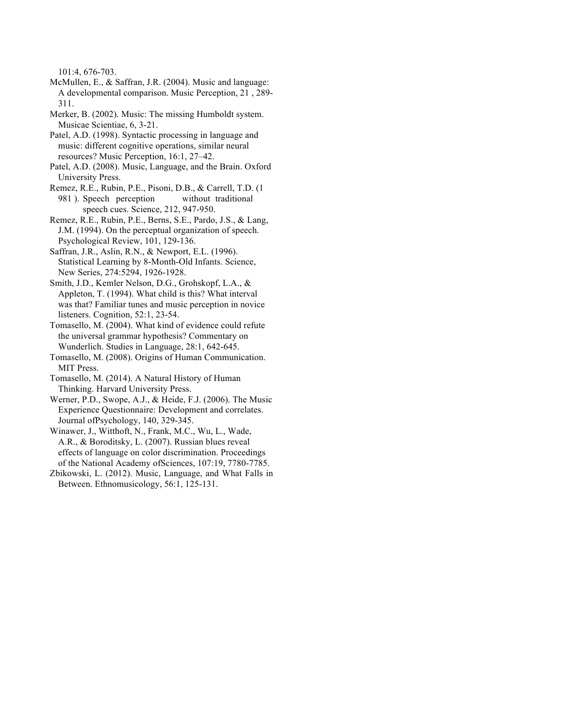101:4, 676-703.

McMullen, E., & Saffran, J.R. (2004). Music and language: A developmental comparison. Music Perception, 21 , 289-311.

Merker, B. (2002). Music: The missing Humboldt system. Musicae Scientiae, 6, 3-21.

Patel, A.D. (1998). Syntactic processing in language and music: different cognitive operations, similar neural resources? Music Perception, 16:1, 27–42.

Patel, A.D. (2008). Music, Language, and the Brain. Oxford University Press.

Remez, R.E., Rubin, P.E., Pisoni, D.B., & Carrell, T.D. (1 981 ). Speech perception without traditional speech cues. Science, 212, 947-950.

Remez, R.E., Rubin, P.E., Berns, S.E., Pardo, J.S., & Lang, J.M. (1994). On the perceptual organization of speech. Psychological Review, 101, 129-136.

Saffran, J.R., Aslin, R.N., & Newport, E.L. (1996). Statistical Learning by 8-Month-Old Infants. Science, New Series, 274:5294, 1926-1928.

Smith, J.D., Kemler Nelson, D.G., Grohskopf, L.A., & Appleton, T. (1994). What child is this? What interval was that? Familiar tunes and music perception in novice listeners. Cognition, 52:1, 23-54.

Tomasello, M. (2004). What kind of evidence could refute the universal grammar hypothesis? Commentary on Wunderlich. Studies in Language, 28:1, 642-645.

Tomasello, M. (2008). Origins of Human Communication. MIT Press.

Tomasello, M. (2014). A Natural History of Human Thinking. Harvard University Press.

Werner, P.D., Swope, A.J., & Heide, F.J. (2006). The Music Experience Questionnaire: Development and correlates. Journal ofPsychology, 140, 329-345.

Winawer, J., Witthoft, N., Frank, M.C., Wu, L., Wade, A.R., & Boroditsky, L. (2007). Russian blues reveal effects of language on color discrimination. Proceedings of the National Academy ofSciences, 107:19, 7780-7785.

Zbikowski, L. (2012). Music, Language, and What Falls in Between. Ethnomusicology, 56:1, 125-131.